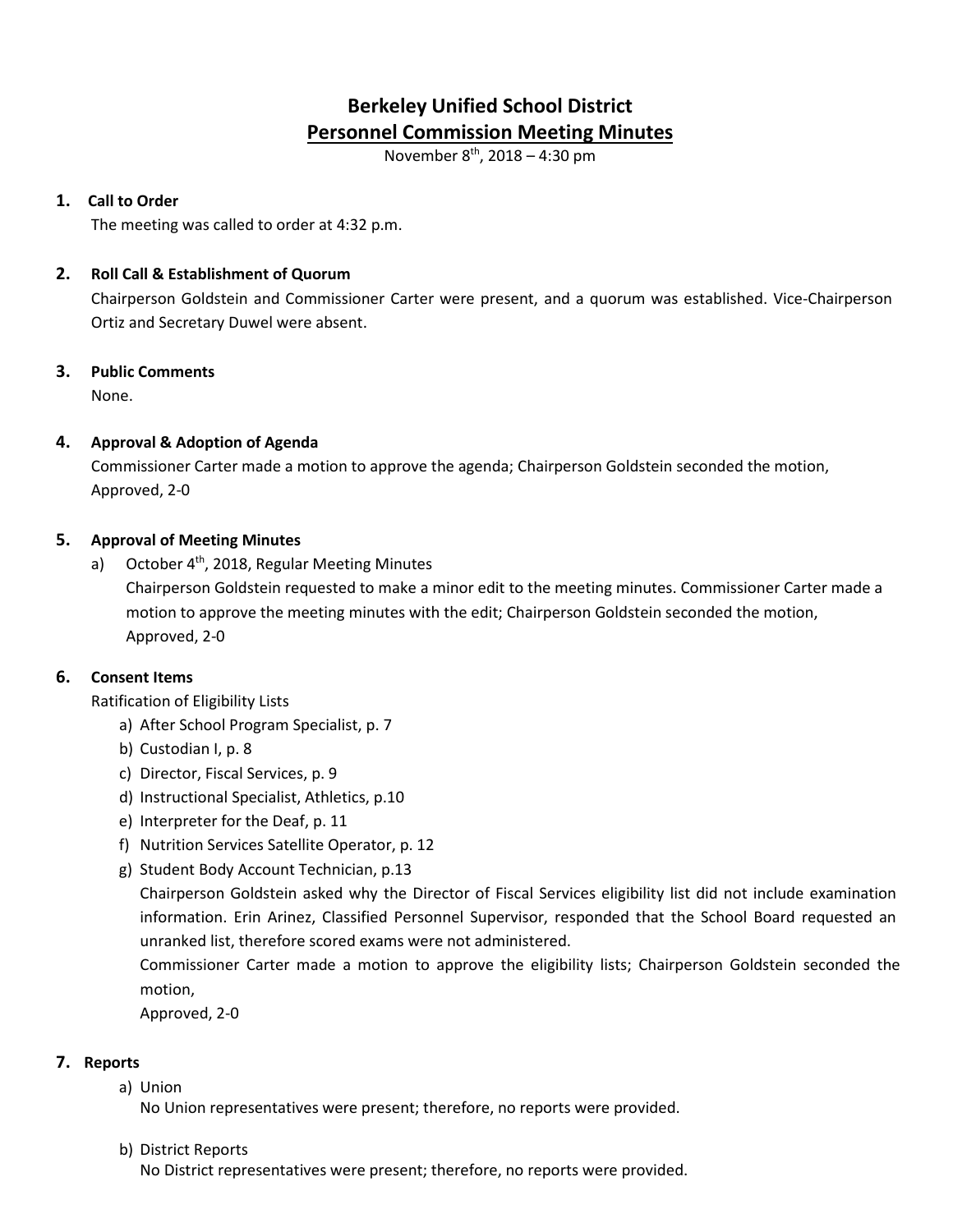# Berkeley Unified School District

## Personnel Commission Meeting Minutes

November 8th, 2018 – 4:30 pm

**1. Call to Order**

The meeting was called to order at 4:32 p.m.

**2. Roll Call & Establishment of Quorum**

Chairperson Goldstein and Commissioner Carter were present, and a quorum was established. Vice-Chairperson Ortiz and Secretary Duwel were absent.

**3. Public Comments**

None.

**4. Approval & Adoption of Agenda**

Commissioner Carter made a motion to approve the agenda; Chairperson Goldstein seconded the motion, Approved, 2-0

**5. Approval of Meeting Minutes**

a) October 4th, 2018, Regular Meeting Minutes

Chairperson Goldstein requested to make a minor edit to the meeting minutes. Commissioner Carter made a motion to approve the meeting minutes with the edit; Chairperson Goldstein seconded the motion, Approved, 2-0

**6. Consent Items**

Ratification of Eligibility Lists

a) After School Program Specialist, p. 7
b) Custodian I, p. 8
c) Director, Fiscal Services, p. 9
d) Instructional Specialist, Athletics, p.10
e) Interpreter for the Deaf, p. 11
f) Nutrition Services Satellite Operator, p. 12
g) Student Body Account Technician, p.13

Chairperson Goldstein asked why the Director of Fiscal Services eligibility list did not include examination information. Erin Arinez, Classified Personnel Supervisor, responded that the School Board requested an unranked list, therefore scored exams were not administered.

Commissioner Carter made a motion to approve the eligibility lists; Chairperson Goldstein seconded the motion,

Approved, 2-0

**7. Reports**

a) Union

No Union representatives were present; therefore, no reports were provided.

b) District Reports

No District representatives were present; therefore, no reports were provided.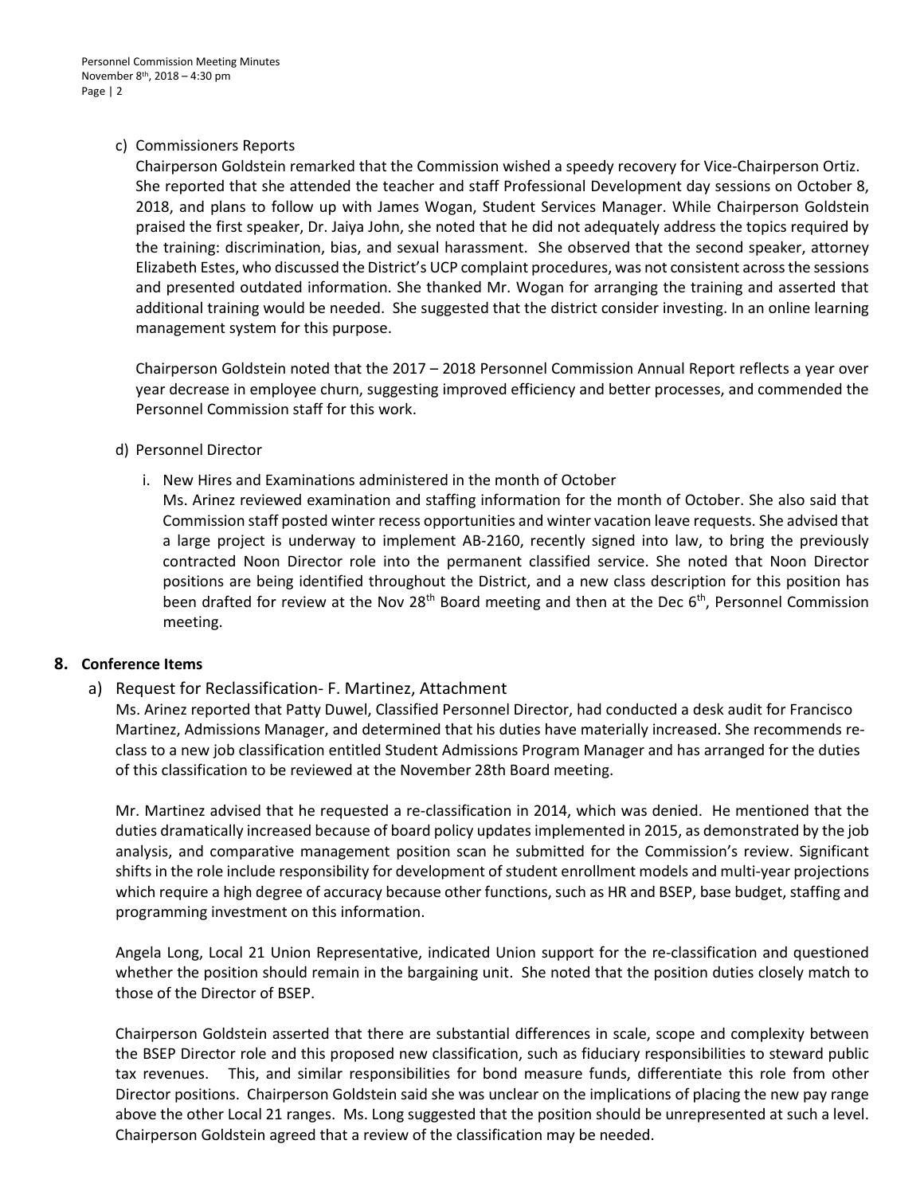c) Commissioners Reports

Chairperson Goldstein remarked that the Commission wished a speedy recovery for Vice-Chairperson Ortiz. She reported that she attended the teacher and staff Professional Development day sessions on October 8, 2018, and plans to follow up with James Wogan, Student Services Manager. While Chairperson Goldstein praised the first speaker, Dr. Jaiya John, she noted that he did not adequately address the topics required by the training: discrimination, bias, and sexual harassment. She observed that the second speaker, attorney Elizabeth Estes, who discussed the District's UCP complaint procedures, was not consistent across the sessions and presented outdated information. She thanked Mr. Wogan for arranging the training and asserted that additional training would be needed. She suggested that the district consider investing. In an online learning management system for this purpose.

Chairperson Goldstein noted that the 2017 – 2018 Personnel Commission Annual Report reflects a year over year decrease in employee churn, suggesting improved efficiency and better processes, and commended the Personnel Commission staff for this work.

d) Personnel Director

i. New Hires and Examinations administered in the month of October

Ms. Arinez reviewed examination and staffing information for the month of October. She also said that Commission staff posted winter recess opportunities and winter vacation leave requests. She advised that a large project is underway to implement AB-2160, recently signed into law, to bring the previously contracted Noon Director role into the permanent classified service. She noted that Noon Director positions are being identified throughout the District, and a new class description for this position has been drafted for review at the Nov 28th Board meeting and then at the Dec 6th, Personnel Commission meeting.

## 8. Conference Items

a) Request for Reclassification- F. Martinez, Attachment

Ms. Arinez reported that Patty Duwel, Classified Personnel Director, had conducted a desk audit for Francisco Martinez, Admissions Manager, and determined that his duties have materially increased. She recommends re-class to a new job classification entitled Student Admissions Program Manager and has arranged for the duties of this classification to be reviewed at the November 28th Board meeting.

Mr. Martinez advised that he requested a re-classification in 2014, which was denied. He mentioned that the duties dramatically increased because of board policy updates implemented in 2015, as demonstrated by the job analysis, and comparative management position scan he submitted for the Commission's review. Significant shifts in the role include responsibility for development of student enrollment models and multi-year projections which require a high degree of accuracy because other functions, such as HR and BSEP, base budget, staffing and programming investment on this information.

Angela Long, Local 21 Union Representative, indicated Union support for the re-classification and questioned whether the position should remain in the bargaining unit. She noted that the position duties closely match to those of the Director of BSEP.

Chairperson Goldstein asserted that there are substantial differences in scale, scope and complexity between the BSEP Director role and this proposed new classification, such as fiduciary responsibilities to steward public tax revenues. This, and similar responsibilities for bond measure funds, differentiate this role from other Director positions. Chairperson Goldstein said she was unclear on the implications of placing the new pay range above the other Local 21 ranges. Ms. Long suggested that the position should be unrepresented at such a level. Chairperson Goldstein agreed that a review of the classification may be needed.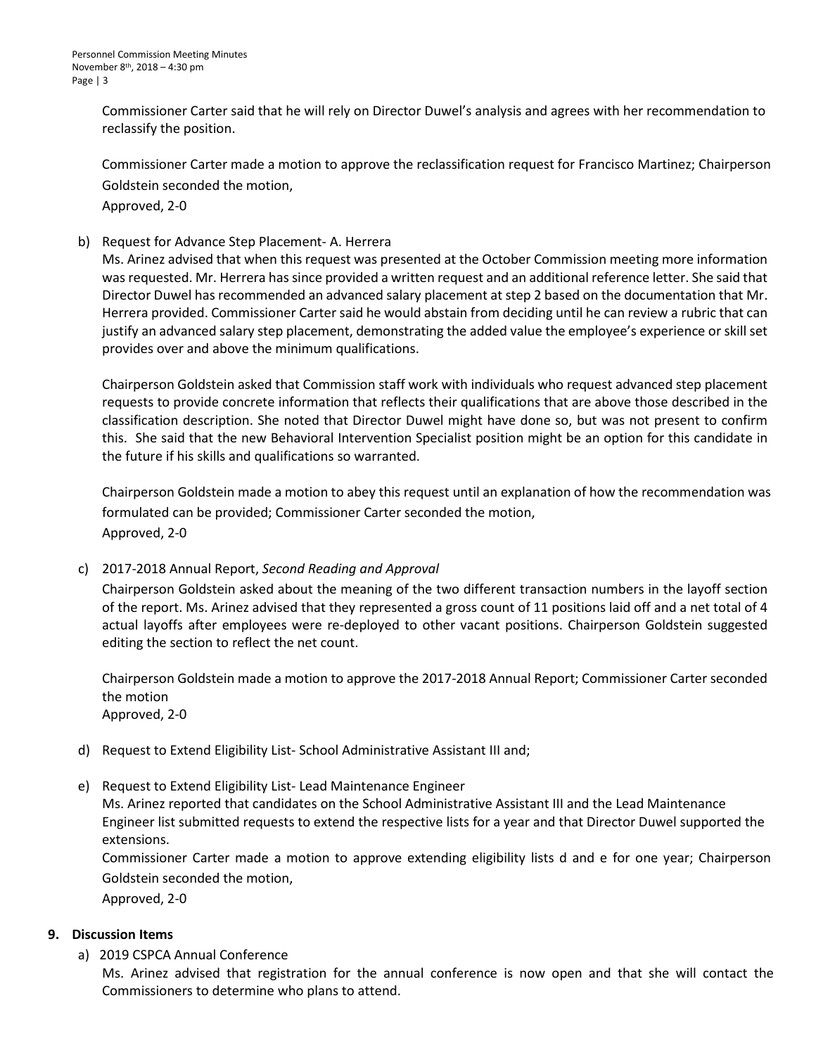Commissioner Carter said that he will rely on Director Duwel's analysis and agrees with her recommendation to reclassify the position.

Commissioner Carter made a motion to approve the reclassification request for Francisco Martinez; Chairperson Goldstein seconded the motion,
Approved, 2-0

b) Request for Advance Step Placement- A. Herrera
Ms. Arinez advised that when this request was presented at the October Commission meeting more information was requested. Mr. Herrera has since provided a written request and an additional reference letter. She said that Director Duwel has recommended an advanced salary placement at step 2 based on the documentation that Mr. Herrera provided. Commissioner Carter said he would abstain from deciding until he can review a rubric that can justify an advanced salary step placement, demonstrating the added value the employee's experience or skill set provides over and above the minimum qualifications.

Chairperson Goldstein asked that Commission staff work with individuals who request advanced step placement requests to provide concrete information that reflects their qualifications that are above those described in the classification description. She noted that Director Duwel might have done so, but was not present to confirm this. She said that the new Behavioral Intervention Specialist position might be an option for this candidate in the future if his skills and qualifications so warranted.

Chairperson Goldstein made a motion to abey this request until an explanation of how the recommendation was formulated can be provided; Commissioner Carter seconded the motion,
Approved, 2-0

c) 2017-2018 Annual Report, *Second Reading and Approval*
Chairperson Goldstein asked about the meaning of the two different transaction numbers in the layoff section of the report. Ms. Arinez advised that they represented a gross count of 11 positions laid off and a net total of 4 actual layoffs after employees were re-deployed to other vacant positions. Chairperson Goldstein suggested editing the section to reflect the net count.

Chairperson Goldstein made a motion to approve the 2017-2018 Annual Report; Commissioner Carter seconded the motion
Approved, 2-0

d) Request to Extend Eligibility List- School Administrative Assistant III and;

e) Request to Extend Eligibility List- Lead Maintenance Engineer
Ms. Arinez reported that candidates on the School Administrative Assistant III and the Lead Maintenance Engineer list submitted requests to extend the respective lists for a year and that Director Duwel supported the extensions.
Commissioner Carter made a motion to approve extending eligibility lists d and e for one year; Chairperson Goldstein seconded the motion,
Approved, 2-0

## 9. Discussion Items

a) 2019 CSPCA Annual Conference
Ms. Arinez advised that registration for the annual conference is now open and that she will contact the Commissioners to determine who plans to attend.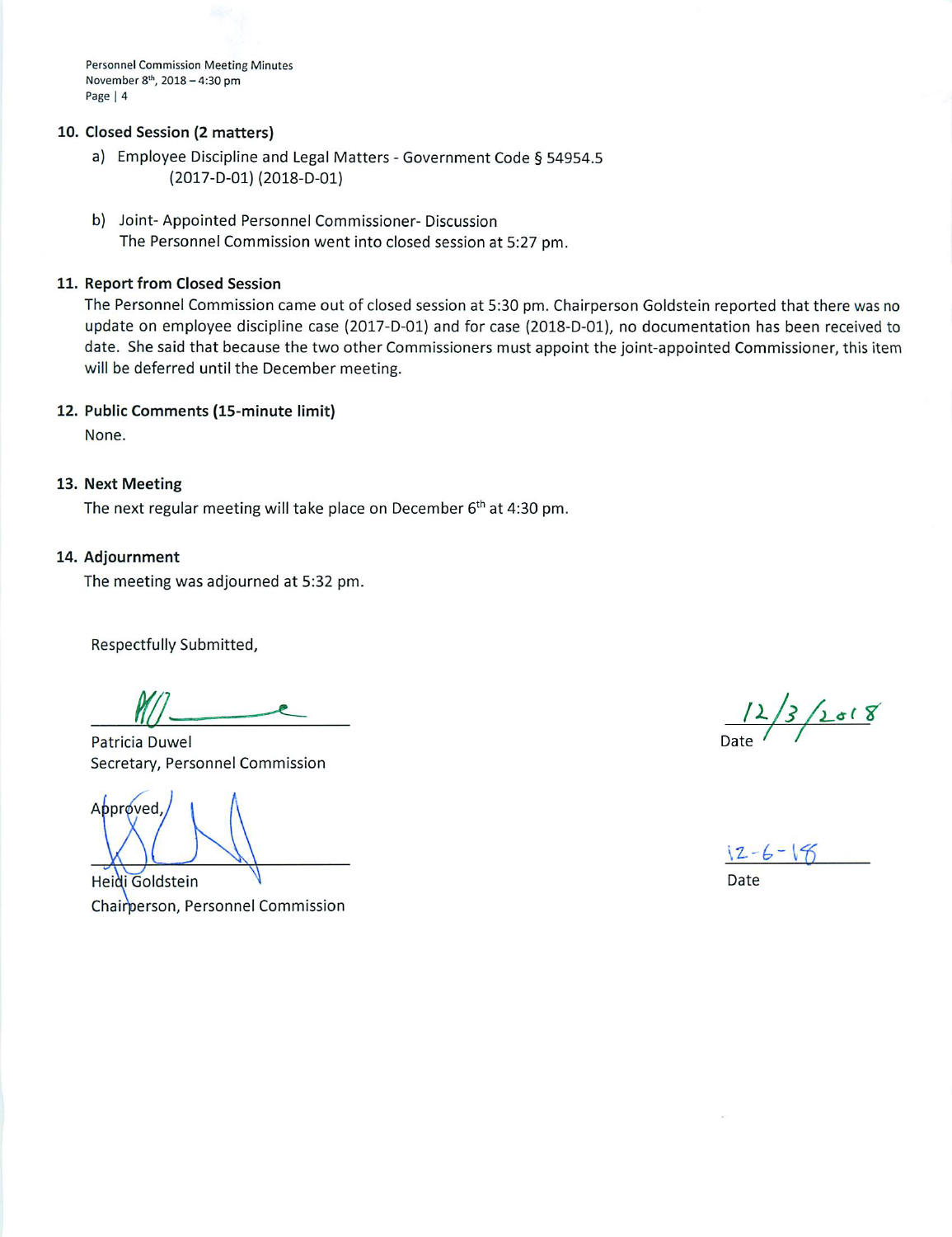**10. Closed Session (2 matters)**

a) Employee Discipline and Legal Matters - Government Code § 54954.5 (2017-D-01) (2018-D-01)

b) Joint- Appointed Personnel Commissioner- Discussion
The Personnel Commission went into closed session at 5:27 pm.

**11. Report from Closed Session**

The Personnel Commission came out of closed session at 5:30 pm. Chairperson Goldstein reported that there was no update on employee discipline case (2017-D-01) and for case (2018-D-01), no documentation has been received to date. She said that because the two other Commissioners must appoint the joint-appointed Commissioner, this item will be deferred until the December meeting.

**12. Public Comments (15-minute limit)**

None.

**13. Next Meeting**

The next regular meeting will take place on December 6th at 4:30 pm.

**14. Adjournment**

The meeting was adjourned at 5:32 pm.

Respectfully Submitted,

Patricia Duwel
Secretary, Personnel Commission

12/3/2018
Date

Approved,

Heidi Goldstein
Chairperson, Personnel Commission

12-6-18
Date